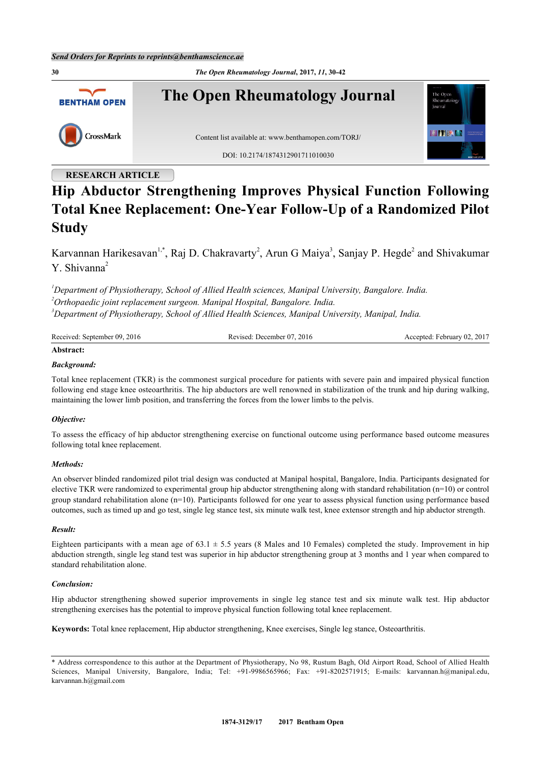Send Orders for Reprints to reprints@benthamscience.ae

RESEARCH ARTICLE

# Hip Abductor Strengthening Improves Physical Function Following Total Knee Replacement: One-Year Follow-Up of a Randomized Pilot Study

Karvannan Harikesavan[1,*], Raj D. Chakravarty[2], Arun G Maiya[3], Sanjay P. Hegde[2] and Shivakumar Y. Shivanna[2]

[1]*Department of Physiotherapy, School of Allied Health sciences, Manipal University, Bangalore. India.*
[2]*Orthopaedic joint replacement surgeon. Manipal Hospital, Bangalore. India.*
[3]*Department of Physiotherapy, School of Allied Health Sciences, Manipal University, Manipal, India.*

Received: September 09, 2016 | Revised: December 07, 2016 | Accepted: February 02, 2017

**Abstract:**

***Background:***

Total knee replacement (TKR) is the commonest surgical procedure for patients with severe pain and impaired physical function following end stage knee osteoarthritis. The hip abductors are well renowned in stabilization of the trunk and hip during walking, maintaining the lower limb position, and transferring the forces from the lower limbs to the pelvis.

***Objective:***

To assess the efficacy of hip abductor strengthening exercise on functional outcome using performance based outcome measures following total knee replacement.

***Methods:***

An observer blinded randomized pilot trial design was conducted at Manipal hospital, Bangalore, India. Participants designated for elective TKR were randomized to experimental group hip abductor strengthening along with standard rehabilitation (n=10) or control group standard rehabilitation alone (n=10). Participants followed for one year to assess physical function using performance based outcomes, such as timed up and go test, single leg stance test, six minute walk test, knee extensor strength and hip abductor strength.

***Result:***

Eighteen participants with a mean age of 63.1 ± 5.5 years (8 Males and 10 Females) completed the study. Improvement in hip abduction strength, single leg stand test was superior in hip abductor strengthening group at 3 months and 1 year when compared to standard rehabilitation alone.

***Conclusion:***

Hip abductor strengthening showed superior improvements in single leg stance test and six minute walk test. Hip abductor strengthening exercises has the potential to improve physical function following total knee replacement.

**Keywords:** Total knee replacement, Hip abductor strengthening, Knee exercises, Single leg stance, Osteoarthritis.

* Address correspondence to this author at the Department of Physiotherapy, No 98, Rustum Bagh, Old Airport Road, School of Allied Health Sciences, Manipal University, Bangalore, India; Tel: +91-9986565966; Fax: +91-8202571915; E-mails: karvannan.h@manipal.edu, karvannan.h@gmail.com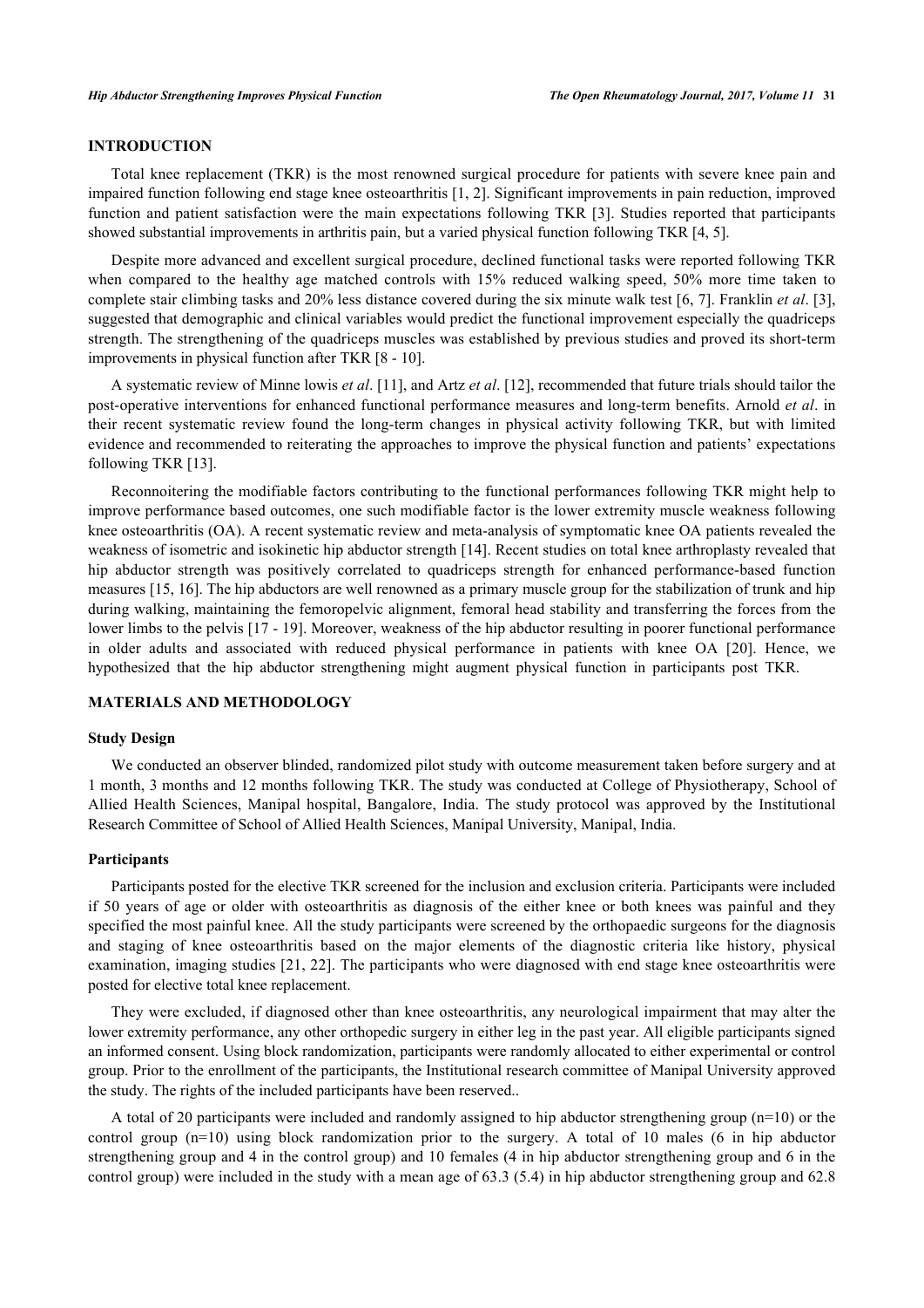## INTRODUCTION

Total knee replacement (TKR) is the most renowned surgical procedure for patients with severe knee pain and impaired function following end stage knee osteoarthritis [1, 2]. Significant improvements in pain reduction, improved function and patient satisfaction were the main expectations following TKR [3]. Studies reported that participants showed substantial improvements in arthritis pain, but a varied physical function following TKR [4, 5].

Despite more advanced and excellent surgical procedure, declined functional tasks were reported following TKR when compared to the healthy age matched controls with 15% reduced walking speed, 50% more time taken to complete stair climbing tasks and 20% less distance covered during the six minute walk test [6, 7]. Franklin *et al*. [3], suggested that demographic and clinical variables would predict the functional improvement especially the quadriceps strength. The strengthening of the quadriceps muscles was established by previous studies and proved its short-term improvements in physical function after TKR [8 - 10].

A systematic review of Minne lowis *et al*. [11], and Artz *et al*. [12], recommended that future trials should tailor the post-operative interventions for enhanced functional performance measures and long-term benefits. Arnold *et al*. in their recent systematic review found the long-term changes in physical activity following TKR, but with limited evidence and recommended to reiterating the approaches to improve the physical function and patients' expectations following TKR [13].

Reconnoitering the modifiable factors contributing to the functional performances following TKR might help to improve performance based outcomes, one such modifiable factor is the lower extremity muscle weakness following knee osteoarthritis (OA). A recent systematic review and meta-analysis of symptomatic knee OA patients revealed the weakness of isometric and isokinetic hip abductor strength [14]. Recent studies on total knee arthroplasty revealed that hip abductor strength was positively correlated to quadriceps strength for enhanced performance-based function measures [15, 16]. The hip abductors are well renowned as a primary muscle group for the stabilization of trunk and hip during walking, maintaining the femoropelvic alignment, femoral head stability and transferring the forces from the lower limbs to the pelvis [17 - 19]. Moreover, weakness of the hip abductor resulting in poorer functional performance in older adults and associated with reduced physical performance in patients with knee OA [20]. Hence, we hypothesized that the hip abductor strengthening might augment physical function in participants post TKR.

## MATERIALS AND METHODOLOGY

### Study Design

We conducted an observer blinded, randomized pilot study with outcome measurement taken before surgery and at 1 month, 3 months and 12 months following TKR. The study was conducted at College of Physiotherapy, School of Allied Health Sciences, Manipal hospital, Bangalore, India. The study protocol was approved by the Institutional Research Committee of School of Allied Health Sciences, Manipal University, Manipal, India.

### Participants

Participants posted for the elective TKR screened for the inclusion and exclusion criteria. Participants were included if 50 years of age or older with osteoarthritis as diagnosis of the either knee or both knees was painful and they specified the most painful knee. All the study participants were screened by the orthopaedic surgeons for the diagnosis and staging of knee osteoarthritis based on the major elements of the diagnostic criteria like history, physical examination, imaging studies [21, 22]. The participants who were diagnosed with end stage knee osteoarthritis were posted for elective total knee replacement.

They were excluded, if diagnosed other than knee osteoarthritis, any neurological impairment that may alter the lower extremity performance, any other orthopedic surgery in either leg in the past year. All eligible participants signed an informed consent. Using block randomization, participants were randomly allocated to either experimental or control group. Prior to the enrollment of the participants, the Institutional research committee of Manipal University approved the study. The rights of the included participants have been reserved..

A total of 20 participants were included and randomly assigned to hip abductor strengthening group (n=10) or the control group (n=10) using block randomization prior to the surgery. A total of 10 males (6 in hip abductor strengthening group and 4 in the control group) and 10 females (4 in hip abductor strengthening group and 6 in the control group) were included in the study with a mean age of 63.3 (5.4) in hip abductor strengthening group and 62.8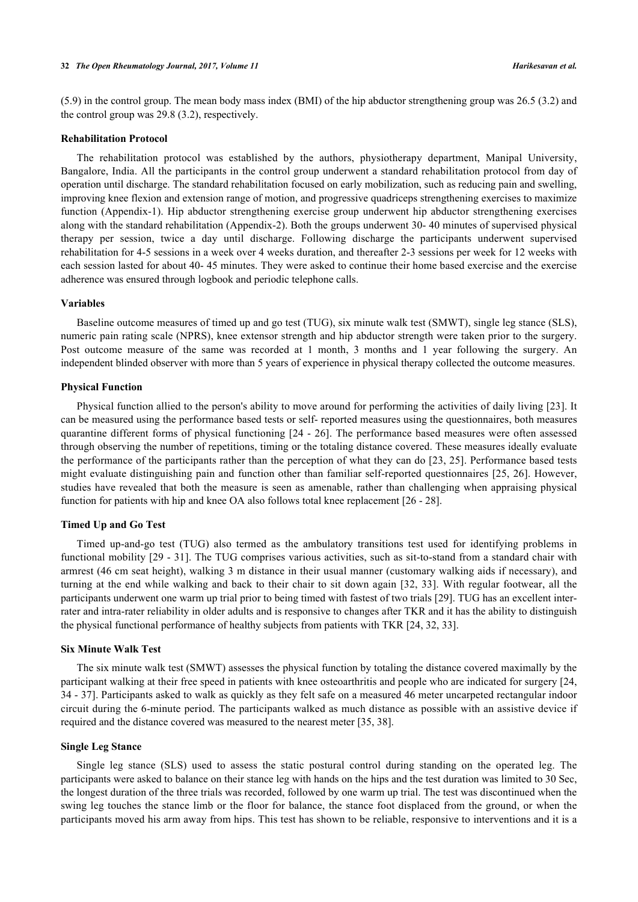(5.9) in the control group. The mean body mass index (BMI) of the hip abductor strengthening group was 26.5 (3.2) and the control group was 29.8 (3.2), respectively.

### Rehabilitation Protocol

The rehabilitation protocol was established by the authors, physiotherapy department, Manipal University, Bangalore, India. All the participants in the control group underwent a standard rehabilitation protocol from day of operation until discharge. The standard rehabilitation focused on early mobilization, such as reducing pain and swelling, improving knee flexion and extension range of motion, and progressive quadriceps strengthening exercises to maximize function (Appendix-1). Hip abductor strengthening exercise group underwent hip abductor strengthening exercises along with the standard rehabilitation (Appendix-2). Both the groups underwent 30- 40 minutes of supervised physical therapy per session, twice a day until discharge. Following discharge the participants underwent supervised rehabilitation for 4-5 sessions in a week over 4 weeks duration, and thereafter 2-3 sessions per week for 12 weeks with each session lasted for about 40- 45 minutes. They were asked to continue their home based exercise and the exercise adherence was ensured through logbook and periodic telephone calls.

### Variables

Baseline outcome measures of timed up and go test (TUG), six minute walk test (SMWT), single leg stance (SLS), numeric pain rating scale (NPRS), knee extensor strength and hip abductor strength were taken prior to the surgery. Post outcome measure of the same was recorded at 1 month, 3 months and 1 year following the surgery. An independent blinded observer with more than 5 years of experience in physical therapy collected the outcome measures.

### Physical Function

Physical function allied to the person's ability to move around for performing the activities of daily living [23]. It can be measured using the performance based tests or self- reported measures using the questionnaires, both measures quarantine different forms of physical functioning [24 - 26]. The performance based measures were often assessed through observing the number of repetitions, timing or the totaling distance covered. These measures ideally evaluate the performance of the participants rather than the perception of what they can do [23, 25]. Performance based tests might evaluate distinguishing pain and function other than familiar self-reported questionnaires [25, 26]. However, studies have revealed that both the measure is seen as amenable, rather than challenging when appraising physical function for patients with hip and knee OA also follows total knee replacement [26 - 28].

### Timed Up and Go Test

Timed up-and-go test (TUG) also termed as the ambulatory transitions test used for identifying problems in functional mobility [29 - 31]. The TUG comprises various activities, such as sit-to-stand from a standard chair with armrest (46 cm seat height), walking 3 m distance in their usual manner (customary walking aids if necessary), and turning at the end while walking and back to their chair to sit down again [32, 33]. With regular footwear, all the participants underwent one warm up trial prior to being timed with fastest of two trials [29]. TUG has an excellent inter-rater and intra-rater reliability in older adults and is responsive to changes after TKR and it has the ability to distinguish the physical functional performance of healthy subjects from patients with TKR [24, 32, 33].

### Six Minute Walk Test

The six minute walk test (SMWT) assesses the physical function by totaling the distance covered maximally by the participant walking at their free speed in patients with knee osteoarthritis and people who are indicated for surgery [24, 34 - 37]. Participants asked to walk as quickly as they felt safe on a measured 46 meter uncarpeted rectangular indoor circuit during the 6-minute period. The participants walked as much distance as possible with an assistive device if required and the distance covered was measured to the nearest meter [35, 38].

### Single Leg Stance

Single leg stance (SLS) used to assess the static postural control during standing on the operated leg. The participants were asked to balance on their stance leg with hands on the hips and the test duration was limited to 30 Sec, the longest duration of the three trials was recorded, followed by one warm up trial. The test was discontinued when the swing leg touches the stance limb or the floor for balance, the stance foot displaced from the ground, or when the participants moved his arm away from hips. This test has shown to be reliable, responsive to interventions and it is a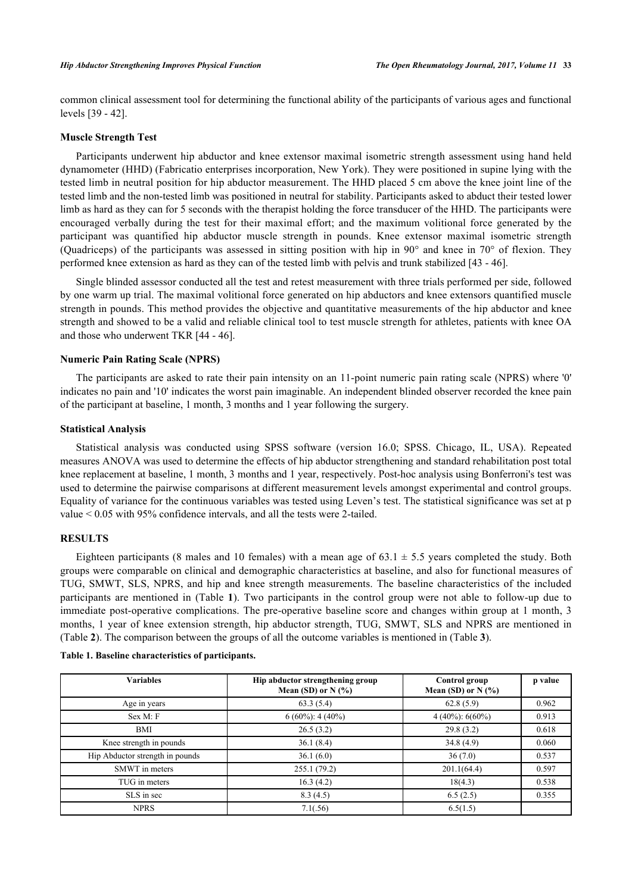common clinical assessment tool for determining the functional ability of the participants of various ages and functional levels [39 - 42].

### Muscle Strength Test

Participants underwent hip abductor and knee extensor maximal isometric strength assessment using hand held dynamometer (HHD) (Fabricatio enterprises incorporation, New York). They were positioned in supine lying with the tested limb in neutral position for hip abductor measurement. The HHD placed 5 cm above the knee joint line of the tested limb and the non-tested limb was positioned in neutral for stability. Participants asked to abduct their tested lower limb as hard as they can for 5 seconds with the therapist holding the force transducer of the HHD. The participants were encouraged verbally during the test for their maximal effort; and the maximum volitional force generated by the participant was quantified hip abductor muscle strength in pounds. Knee extensor maximal isometric strength (Quadriceps) of the participants was assessed in sitting position with hip in 90° and knee in 70° of flexion. They performed knee extension as hard as they can of the tested limb with pelvis and trunk stabilized [43 - 46].

Single blinded assessor conducted all the test and retest measurement with three trials performed per side, followed by one warm up trial. The maximal volitional force generated on hip abductors and knee extensors quantified muscle strength in pounds. This method provides the objective and quantitative measurements of the hip abductor and knee strength and showed to be a valid and reliable clinical tool to test muscle strength for athletes, patients with knee OA and those who underwent TKR [44 - 46].

### Numeric Pain Rating Scale (NPRS)

The participants are asked to rate their pain intensity on an 11-point numeric pain rating scale (NPRS) where '0' indicates no pain and '10' indicates the worst pain imaginable. An independent blinded observer recorded the knee pain of the participant at baseline, 1 month, 3 months and 1 year following the surgery.

### Statistical Analysis

Statistical analysis was conducted using SPSS software (version 16.0; SPSS. Chicago, IL, USA). Repeated measures ANOVA was used to determine the effects of hip abductor strengthening and standard rehabilitation post total knee replacement at baseline, 1 month, 3 months and 1 year, respectively. Post-hoc analysis using Bonferroni's test was used to determine the pairwise comparisons at different measurement levels amongst experimental and control groups. Equality of variance for the continuous variables was tested using Leven's test. The statistical significance was set at p value < 0.05 with 95% confidence intervals, and all the tests were 2-tailed.

## RESULTS

Eighteen participants (8 males and 10 females) with a mean age of 63.1 ± 5.5 years completed the study. Both groups were comparable on clinical and demographic characteristics at baseline, and also for functional measures of TUG, SMWT, SLS, NPRS, and hip and knee strength measurements. The baseline characteristics of the included participants are mentioned in (Table **1**). Two participants in the control group were not able to follow-up due to immediate post-operative complications. The pre-operative baseline score and changes within group at 1 month, 3 months, 1 year of knee extension strength, hip abductor strength, TUG, SMWT, SLS and NPRS are mentioned in (Table **2**). The comparison between the groups of all the outcome variables is mentioned in (Table **3**).

**Table 1. Baseline characteristics of participants.**

| Variables | Hip abductor strengthening group Mean (SD) or N (%) | Control group Mean (SD) or N (%) | p value |
|---|---|---|---|
| Age in years | 63.3 (5.4) | 62.8 (5.9) | 0.962 |
| Sex M: F | 6 (60%): 4 (40%) | 4 (40%): 6(60%) | 0.913 |
| BMI | 26.5 (3.2) | 29.8 (3.2) | 0.618 |
| Knee strength in pounds | 36.1 (8.4) | 34.8 (4.9) | 0.060 |
| Hip Abductor strength in pounds | 36.1 (6.0) | 36 (7.0) | 0.537 |
| SMWT in meters | 255.1 (79.2) | 201.1(64.4) | 0.597 |
| TUG in meters | 16.3 (4.2) | 18(4.3) | 0.538 |
| SLS in sec | 8.3 (4.5) | 6.5 (2.5) | 0.355 |
| NPRS | 7.1(.56) | 6.5(1.5) | |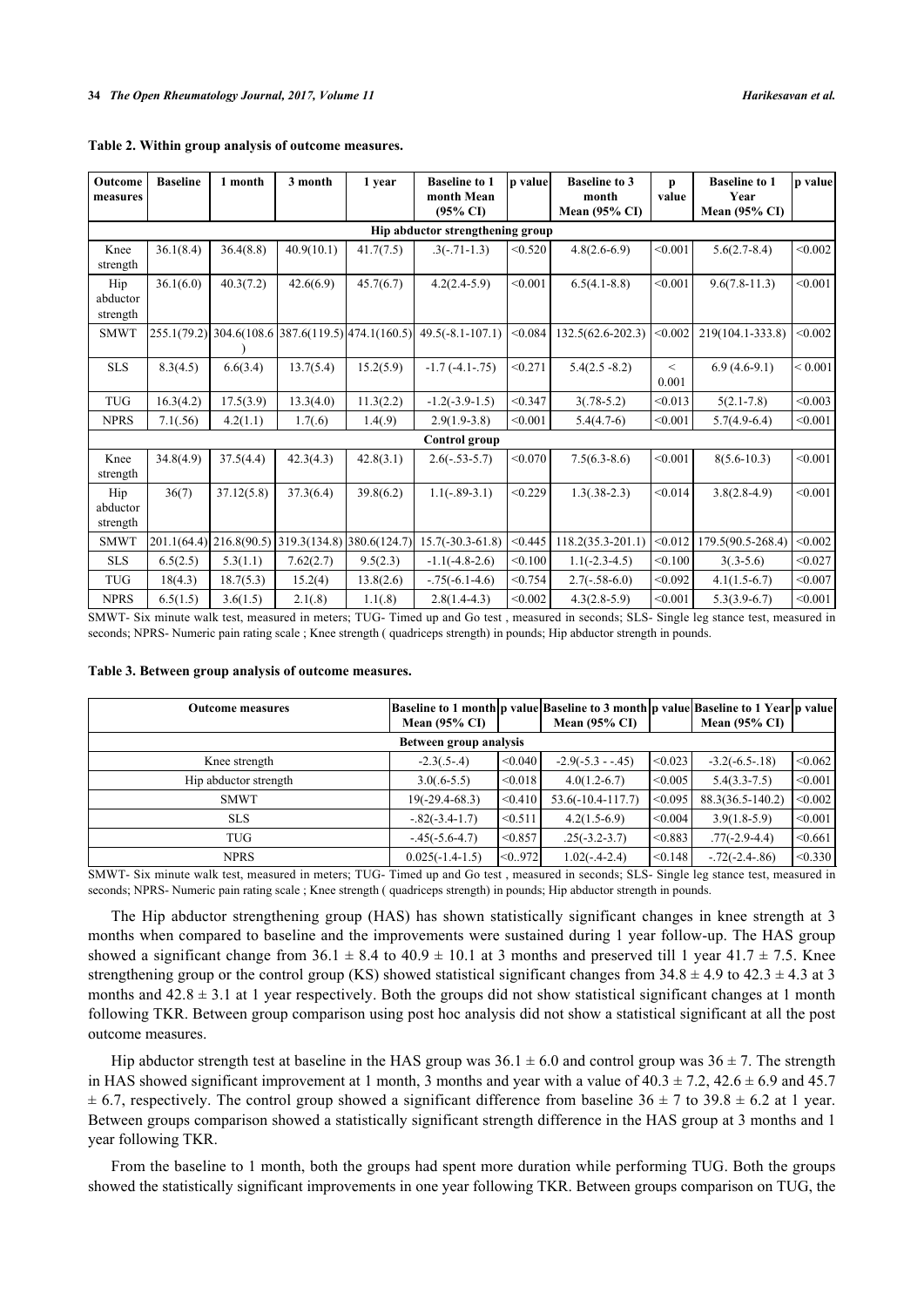**Table 2. Within group analysis of outcome measures.**

| Outcome measures | Baseline | 1 month | 3 month | 1 year | Baseline to 1 month Mean (95% CI) | p value | Baseline to 3 month Mean (95% CI) | p value | Baseline to 1 Year Mean (95% CI) | p value |
|---|---|---|---|---|---|---|---|---|---|---|
| **Hip abductor strengthening group** | | | | | | | | | | |
| Knee strength | 36.1(8.4) | 36.4(8.8) | 40.9(10.1) | 41.7(7.5) | .3(-.71-1.3) | <0.520 | 4.8(2.6-6.9) | <0.001 | 5.6(2.7-8.4) | <0.002 |
| Hip abductor strength | 36.1(6.0) | 40.3(7.2) | 42.6(6.9) | 45.7(6.7) | 4.2(2.4-5.9) | <0.001 | 6.5(4.1-8.8) | <0.001 | 9.6(7.8-11.3) | <0.001 |
| SMWT | 255.1(79.2) | 304.6(108.6) | 387.6(119.5) | 474.1(160.5) | 49.5(-8.1-107.1) | <0.084 | 132.5(62.6-202.3) | <0.002 | 219(104.1-333.8) | <0.002 |
| SLS | 8.3(4.5) | 6.6(3.4) | 13.7(5.4) | 15.2(5.9) | -1.7 (-4.1-.75) | <0.271 | 5.4(2.5 -8.2) | < 0.001 | 6.9 (4.6-9.1) | < 0.001 |
| TUG | 16.3(4.2) | 17.5(3.9) | 13.3(4.0) | 11.3(2.2) | -1.2(-3.9-1.5) | <0.347 | 3(.78-5.2) | <0.013 | 5(2.1-7.8) | <0.003 |
| NPRS | 7.1(.56) | 4.2(1.1) | 1.7(.6) | 1.4(.9) | 2.9(1.9-3.8) | <0.001 | 5.4(4.7-6) | <0.001 | 5.7(4.9-6.4) | <0.001 |
| **Control group** | | | | | | | | | | |
| Knee strength | 34.8(4.9) | 37.5(4.4) | 42.3(4.3) | 42.8(3.1) | 2.6(-.53-5.7) | <0.070 | 7.5(6.3-8.6) | <0.001 | 8(5.6-10.3) | <0.001 |
| Hip abductor strength | 36(7) | 37.12(5.8) | 37.3(6.4) | 39.8(6.2) | 1.1(-.89-3.1) | <0.229 | 1.3(.38-2.3) | <0.014 | 3.8(2.8-4.9) | <0.001 |
| SMWT | 201.1(64.4) | 216.8(90.5) | 319.3(134.8) | 380.6(124.7) | 15.7(-30.3-61.8) | <0.445 | 118.2(35.3-201.1) | <0.012 | 179.5(90.5-268.4) | <0.002 |
| SLS | 6.5(2.5) | 5.3(1.1) | 7.62(2.7) | 9.5(2.3) | -1.1(-4.8-2.6) | <0.100 | 1.1(-2.3-4.5) | <0.100 | 3(.3-5.6) | <0.027 |
| TUG | 18(4.3) | 18.7(5.3) | 15.2(4) | 13.8(2.6) | -.75(-6.1-4.6) | <0.754 | 2.7(-.58-6.0) | <0.092 | 4.1(1.5-6.7) | <0.007 |
| NPRS | 6.5(1.5) | 3.6(1.5) | 2.1(.8) | 1.1(.8) | 2.8(1.4-4.3) | <0.002 | 4.3(2.8-5.9) | <0.001 | 5.3(3.9-6.7) | <0.001 |

SMWT- Six minute walk test, measured in meters; TUG- Timed up and Go test , measured in seconds; SLS- Single leg stance test, measured in seconds; NPRS- Numeric pain rating scale ; Knee strength ( quadriceps strength) in pounds; Hip abductor strength in pounds.

**Table 3. Between group analysis of outcome measures.**

| Outcome measures | Baseline to 1 month Mean (95% CI) | p value | Baseline to 3 month Mean (95% CI) | p value | Baseline to 1 Year Mean (95% CI) | p value |
|---|---|---|---|---|---|---|
| **Between group analysis** | | | | | | |
| Knee strength | -2.3(.5-.4) | <0.040 | -2.9(-5.3 - -.45) | <0.023 | -3.2(-6.5-.18) | <0.062 |
| Hip abductor strength | 3.0(.6-5.5) | <0.018 | 4.0(1.2-6.7) | <0.005 | 5.4(3.3-7.5) | <0.001 |
| SMWT | 19(-29.4-68.3) | <0.410 | 53.6(-10.4-117.7) | <0.095 | 88.3(36.5-140.2) | <0.002 |
| SLS | -.82(-3.4-1.7) | <0.511 | 4.2(1.5-6.9) | <0.004 | 3.9(1.8-5.9) | <0.001 |
| TUG | -.45(-5.6-4.7) | <0.857 | .25(-3.2-3.7) | <0.883 | .77(-2.9-4.4) | <0.661 |
| NPRS | 0.025(-1.4-1.5) | <0..972 | 1.02(-.4-2.4) | <0.148 | -.72(-2.4-.86) | <0.330 |

SMWT- Six minute walk test, measured in meters; TUG- Timed up and Go test , measured in seconds; SLS- Single leg stance test, measured in seconds; NPRS- Numeric pain rating scale ; Knee strength ( quadriceps strength) in pounds; Hip abductor strength in pounds.

The Hip abductor strengthening group (HAS) has shown statistically significant changes in knee strength at 3 months when compared to baseline and the improvements were sustained during 1 year follow-up. The HAS group showed a significant change from $36.1 \pm 8.4$ to $40.9 \pm 10.1$ at 3 months and preserved till 1 year $41.7 \pm 7.5$. Knee strengthening group or the control group (KS) showed statistical significant changes from $34.8 \pm 4.9$ to $42.3 \pm 4.3$ at 3 months and $42.8 \pm 3.1$ at 1 year respectively. Both the groups did not show statistical significant changes at 1 month following TKR. Between group comparison using post hoc analysis did not show a statistical significant at all the post outcome measures.

Hip abductor strength test at baseline in the HAS group was $36.1 \pm 6.0$ and control group was $36 \pm 7$. The strength in HAS showed significant improvement at 1 month, 3 months and year with a value of $40.3 \pm 7.2$, $42.6 \pm 6.9$ and $45.7 \pm 6.7$, respectively. The control group showed a significant difference from baseline $36 \pm 7$ to $39.8 \pm 6.2$ at 1 year. Between groups comparison showed a statistically significant strength difference in the HAS group at 3 months and 1 year following TKR.

From the baseline to 1 month, both the groups had spent more duration while performing TUG. Both the groups showed the statistically significant improvements in one year following TKR. Between groups comparison on TUG, the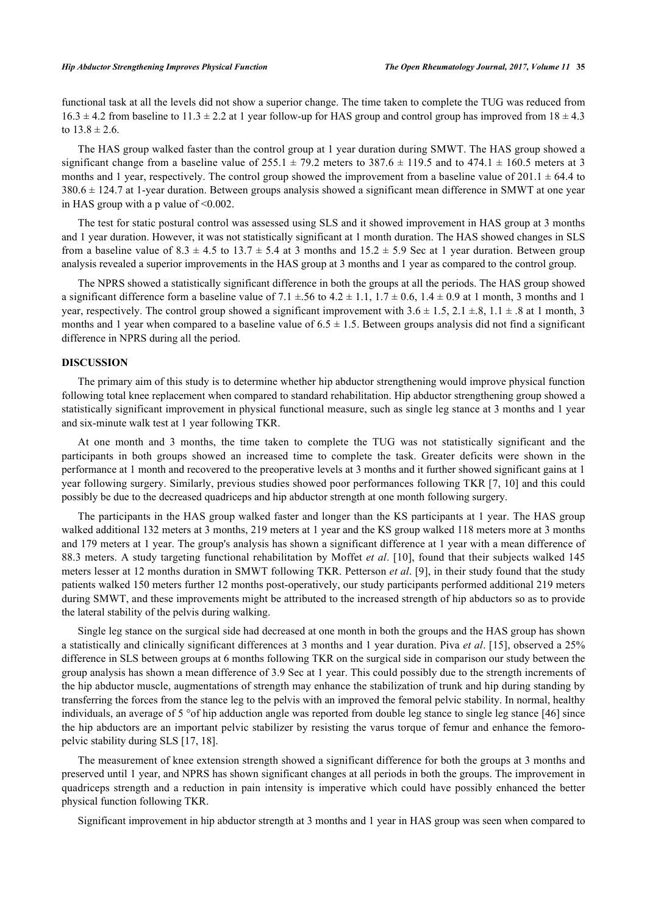functional task at all the levels did not show a superior change. The time taken to complete the TUG was reduced from 16.3 ± 4.2 from baseline to 11.3 ± 2.2 at 1 year follow-up for HAS group and control group has improved from 18 ± 4.3 to 13.8 ± 2.6.

The HAS group walked faster than the control group at 1 year duration during SMWT. The HAS group showed a significant change from a baseline value of 255.1 ± 79.2 meters to 387.6 ± 119.5 and to 474.1 ± 160.5 meters at 3 months and 1 year, respectively. The control group showed the improvement from a baseline value of 201.1 ± 64.4 to 380.6 ± 124.7 at 1-year duration. Between groups analysis showed a significant mean difference in SMWT at one year in HAS group with a p value of <0.002.

The test for static postural control was assessed using SLS and it showed improvement in HAS group at 3 months and 1 year duration. However, it was not statistically significant at 1 month duration. The HAS showed changes in SLS from a baseline value of 8.3 ± 4.5 to 13.7 ± 5.4 at 3 months and 15.2 ± 5.9 Sec at 1 year duration. Between group analysis revealed a superior improvements in the HAS group at 3 months and 1 year as compared to the control group.

The NPRS showed a statistically significant difference in both the groups at all the periods. The HAS group showed a significant difference form a baseline value of 7.1 ±.56 to 4.2 ± 1.1, 1.7 ± 0.6, 1.4 ± 0.9 at 1 month, 3 months and 1 year, respectively. The control group showed a significant improvement with 3.6 ± 1.5, 2.1 ±.8, 1.1 ± .8 at 1 month, 3 months and 1 year when compared to a baseline value of 6.5 ± 1.5. Between groups analysis did not find a significant difference in NPRS during all the period.

## DISCUSSION

The primary aim of this study is to determine whether hip abductor strengthening would improve physical function following total knee replacement when compared to standard rehabilitation. Hip abductor strengthening group showed a statistically significant improvement in physical functional measure, such as single leg stance at 3 months and 1 year and six-minute walk test at 1 year following TKR.

At one month and 3 months, the time taken to complete the TUG was not statistically significant and the participants in both groups showed an increased time to complete the task. Greater deficits were shown in the performance at 1 month and recovered to the preoperative levels at 3 months and it further showed significant gains at 1 year following surgery. Similarly, previous studies showed poor performances following TKR [7, 10] and this could possibly be due to the decreased quadriceps and hip abductor strength at one month following surgery.

The participants in the HAS group walked faster and longer than the KS participants at 1 year. The HAS group walked additional 132 meters at 3 months, 219 meters at 1 year and the KS group walked 118 meters more at 3 months and 179 meters at 1 year. The group's analysis has shown a significant difference at 1 year with a mean difference of 88.3 meters. A study targeting functional rehabilitation by Moffet *et al*. [10], found that their subjects walked 145 meters lesser at 12 months duration in SMWT following TKR. Petterson *et al*. [9], in their study found that the study patients walked 150 meters further 12 months post-operatively, our study participants performed additional 219 meters during SMWT, and these improvements might be attributed to the increased strength of hip abductors so as to provide the lateral stability of the pelvis during walking.

Single leg stance on the surgical side had decreased at one month in both the groups and the HAS group has shown a statistically and clinically significant differences at 3 months and 1 year duration. Piva *et al*. [15], observed a 25% difference in SLS between groups at 6 months following TKR on the surgical side in comparison our study between the group analysis has shown a mean difference of 3.9 Sec at 1 year. This could possibly due to the strength increments of the hip abductor muscle, augmentations of strength may enhance the stabilization of trunk and hip during standing by transferring the forces from the stance leg to the pelvis with an improved the femoral pelvic stability. In normal, healthy individuals, an average of 5 °of hip adduction angle was reported from double leg stance to single leg stance [46] since the hip abductors are an important pelvic stabilizer by resisting the varus torque of femur and enhance the femoro-pelvic stability during SLS [17, 18].

The measurement of knee extension strength showed a significant difference for both the groups at 3 months and preserved until 1 year, and NPRS has shown significant changes at all periods in both the groups. The improvement in quadriceps strength and a reduction in pain intensity is imperative which could have possibly enhanced the better physical function following TKR.

Significant improvement in hip abductor strength at 3 months and 1 year in HAS group was seen when compared to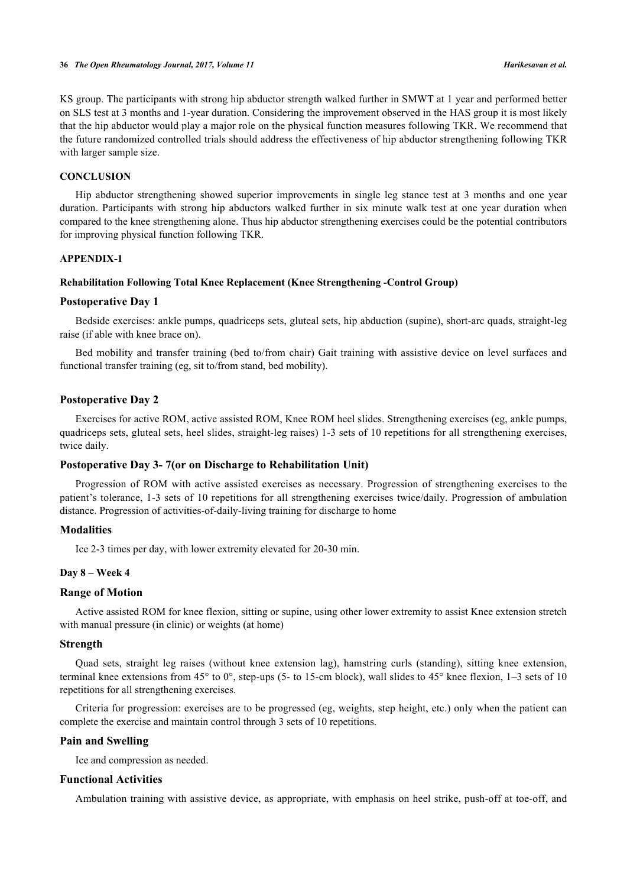KS group. The participants with strong hip abductor strength walked further in SMWT at 1 year and performed better on SLS test at 3 months and 1-year duration. Considering the improvement observed in the HAS group it is most likely that the hip abductor would play a major role on the physical function measures following TKR. We recommend that the future randomized controlled trials should address the effectiveness of hip abductor strengthening following TKR with larger sample size.

## CONCLUSION

Hip abductor strengthening showed superior improvements in single leg stance test at 3 months and one year duration. Participants with strong hip abductors walked further in six minute walk test at one year duration when compared to the knee strengthening alone. Thus hip abductor strengthening exercises could be the potential contributors for improving physical function following TKR.

## APPENDIX-1

### Rehabilitation Following Total Knee Replacement (Knee Strengthening -Control Group)

### Postoperative Day 1

Bedside exercises: ankle pumps, quadriceps sets, gluteal sets, hip abduction (supine), short-arc quads, straight-leg raise (if able with knee brace on).

Bed mobility and transfer training (bed to/from chair) Gait training with assistive device on level surfaces and functional transfer training (eg, sit to/from stand, bed mobility).

### Postoperative Day 2

Exercises for active ROM, active assisted ROM, Knee ROM heel slides. Strengthening exercises (eg, ankle pumps, quadriceps sets, gluteal sets, heel slides, straight-leg raises) 1-3 sets of 10 repetitions for all strengthening exercises, twice daily.

### Postoperative Day 3- 7(or on Discharge to Rehabilitation Unit)

Progression of ROM with active assisted exercises as necessary. Progression of strengthening exercises to the patient's tolerance, 1-3 sets of 10 repetitions for all strengthening exercises twice/daily. Progression of ambulation distance. Progression of activities-of-daily-living training for discharge to home

### Modalities

Ice 2-3 times per day, with lower extremity elevated for 20-30 min.

#### Day 8 – Week 4

### Range of Motion

Active assisted ROM for knee flexion, sitting or supine, using other lower extremity to assist Knee extension stretch with manual pressure (in clinic) or weights (at home)

### Strength

Quad sets, straight leg raises (without knee extension lag), hamstring curls (standing), sitting knee extension, terminal knee extensions from 45° to 0°, step-ups (5- to 15-cm block), wall slides to 45° knee flexion, 1–3 sets of 10 repetitions for all strengthening exercises.

Criteria for progression: exercises are to be progressed (eg, weights, step height, etc.) only when the patient can complete the exercise and maintain control through 3 sets of 10 repetitions.

### Pain and Swelling

Ice and compression as needed.

### Functional Activities

Ambulation training with assistive device, as appropriate, with emphasis on heel strike, push-off at toe-off, and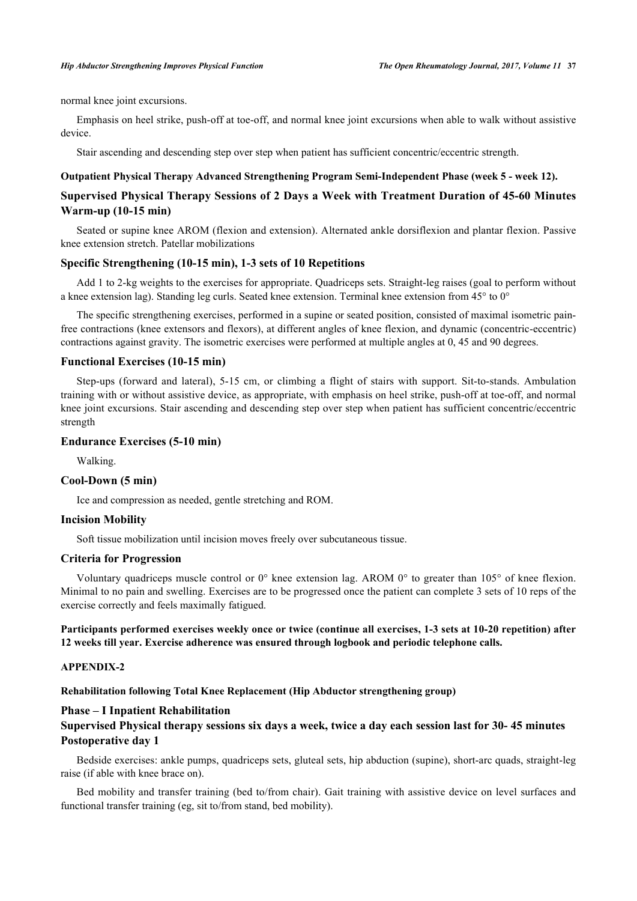normal knee joint excursions.

Emphasis on heel strike, push-off at toe-off, and normal knee joint excursions when able to walk without assistive device.

Stair ascending and descending step over step when patient has sufficient concentric/eccentric strength.

**Outpatient Physical Therapy Advanced Strengthening Program Semi-Independent Phase (week 5 - week 12).**

### Supervised Physical Therapy Sessions of 2 Days a Week with Treatment Duration of 45-60 Minutes Warm-up (10-15 min)

Seated or supine knee AROM (flexion and extension). Alternated ankle dorsiflexion and plantar flexion. Passive knee extension stretch. Patellar mobilizations

### Specific Strengthening (10-15 min), 1-3 sets of 10 Repetitions

Add 1 to 2-kg weights to the exercises for appropriate. Quadriceps sets. Straight-leg raises (goal to perform without a knee extension lag). Standing leg curls. Seated knee extension. Terminal knee extension from 45° to 0°

The specific strengthening exercises, performed in a supine or seated position, consisted of maximal isometric pain-free contractions (knee extensors and flexors), at different angles of knee flexion, and dynamic (concentric-eccentric) contractions against gravity. The isometric exercises were performed at multiple angles at 0, 45 and 90 degrees.

### Functional Exercises (10-15 min)

Step-ups (forward and lateral), 5-15 cm, or climbing a flight of stairs with support. Sit-to-stands. Ambulation training with or without assistive device, as appropriate, with emphasis on heel strike, push-off at toe-off, and normal knee joint excursions. Stair ascending and descending step over step when patient has sufficient concentric/eccentric strength

### Endurance Exercises (5-10 min)

Walking.

### Cool-Down (5 min)

Ice and compression as needed, gentle stretching and ROM.

### Incision Mobility

Soft tissue mobilization until incision moves freely over subcutaneous tissue.

### Criteria for Progression

Voluntary quadriceps muscle control or 0° knee extension lag. AROM 0° to greater than 105° of knee flexion. Minimal to no pain and swelling. Exercises are to be progressed once the patient can complete 3 sets of 10 reps of the exercise correctly and feels maximally fatigued.

**Participants performed exercises weekly once or twice (continue all exercises, 1-3 sets at 10-20 repetition) after 12 weeks till year. Exercise adherence was ensured through logbook and periodic telephone calls.**

## APPENDIX-2

**Rehabilitation following Total Knee Replacement (Hip Abductor strengthening group)**

### Phase – I Inpatient Rehabilitation

### Supervised Physical therapy sessions six days a week, twice a day each session last for 30- 45 minutes Postoperative day 1

Bedside exercises: ankle pumps, quadriceps sets, gluteal sets, hip abduction (supine), short-arc quads, straight-leg raise (if able with knee brace on).

Bed mobility and transfer training (bed to/from chair). Gait training with assistive device on level surfaces and functional transfer training (eg, sit to/from stand, bed mobility).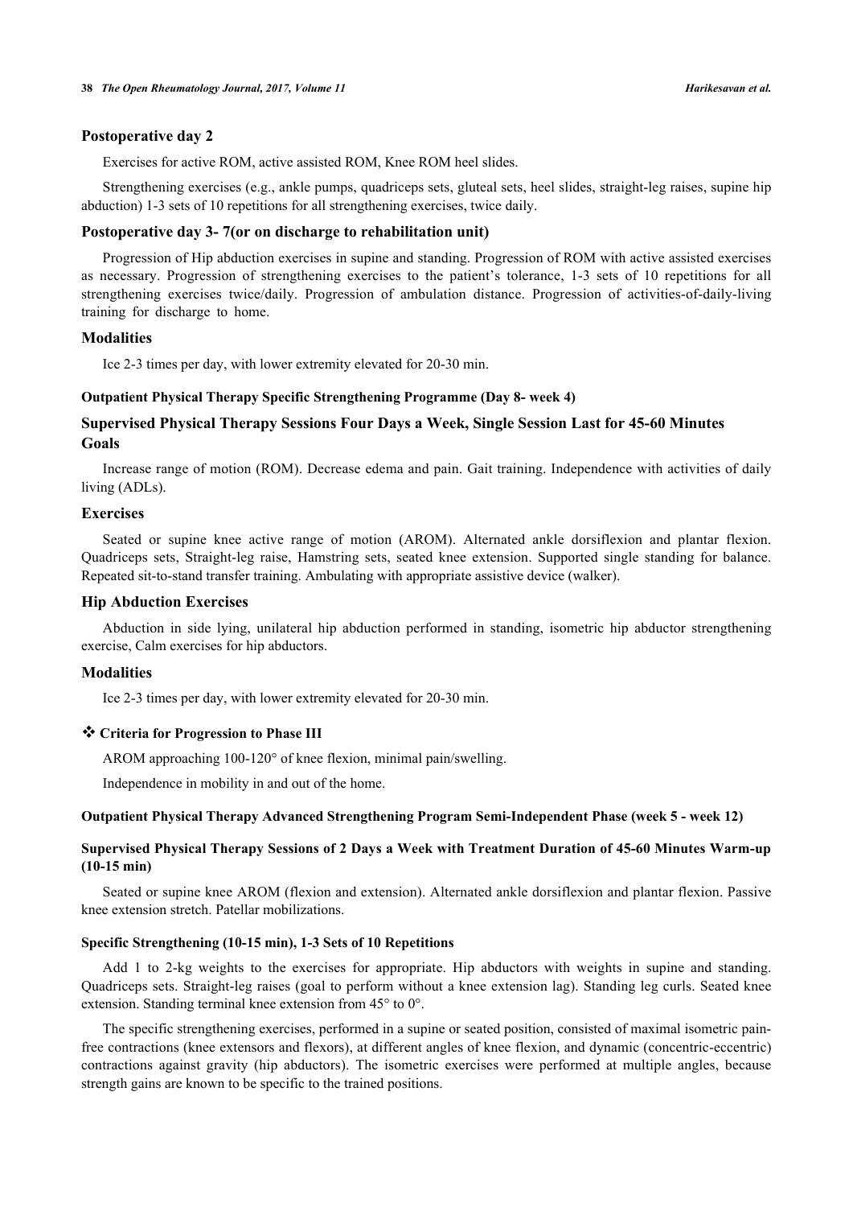### Postoperative day 2

Exercises for active ROM, active assisted ROM, Knee ROM heel slides.

Strengthening exercises (e.g., ankle pumps, quadriceps sets, gluteal sets, heel slides, straight-leg raises, supine hip abduction) 1-3 sets of 10 repetitions for all strengthening exercises, twice daily.

### Postoperative day 3- 7(or on discharge to rehabilitation unit)

Progression of Hip abduction exercises in supine and standing. Progression of ROM with active assisted exercises as necessary. Progression of strengthening exercises to the patient's tolerance, 1-3 sets of 10 repetitions for all strengthening exercises twice/daily. Progression of ambulation distance. Progression of activities-of-daily-living training for discharge to home.

### Modalities

Ice 2-3 times per day, with lower extremity elevated for 20-30 min.

#### Outpatient Physical Therapy Specific Strengthening Programme (Day 8- week 4)

### Supervised Physical Therapy Sessions Four Days a Week, Single Session Last for 45-60 Minutes Goals

Increase range of motion (ROM). Decrease edema and pain. Gait training. Independence with activities of daily living (ADLs).

### Exercises

Seated or supine knee active range of motion (AROM). Alternated ankle dorsiflexion and plantar flexion. Quadriceps sets, Straight-leg raise, Hamstring sets, seated knee extension. Supported single standing for balance. Repeated sit-to-stand transfer training. Ambulating with appropriate assistive device (walker).

### Hip Abduction Exercises

Abduction in side lying, unilateral hip abduction performed in standing, isometric hip abductor strengthening exercise, Calm exercises for hip abductors.

### Modalities

Ice 2-3 times per day, with lower extremity elevated for 20-30 min.

#### ❖ Criteria for Progression to Phase III

AROM approaching 100-120° of knee flexion, minimal pain/swelling.

Independence in mobility in and out of the home.

#### Outpatient Physical Therapy Advanced Strengthening Program Semi-Independent Phase (week 5 - week 12)

#### Supervised Physical Therapy Sessions of 2 Days a Week with Treatment Duration of 45-60 Minutes Warm-up (10-15 min)

Seated or supine knee AROM (flexion and extension). Alternated ankle dorsiflexion and plantar flexion. Passive knee extension stretch. Patellar mobilizations.

#### Specific Strengthening (10-15 min), 1-3 Sets of 10 Repetitions

Add 1 to 2-kg weights to the exercises for appropriate. Hip abductors with weights in supine and standing. Quadriceps sets. Straight-leg raises (goal to perform without a knee extension lag). Standing leg curls. Seated knee extension. Standing terminal knee extension from 45° to 0°.

The specific strengthening exercises, performed in a supine or seated position, consisted of maximal isometric pain-free contractions (knee extensors and flexors), at different angles of knee flexion, and dynamic (concentric-eccentric) contractions against gravity (hip abductors). The isometric exercises were performed at multiple angles, because strength gains are known to be specific to the trained positions.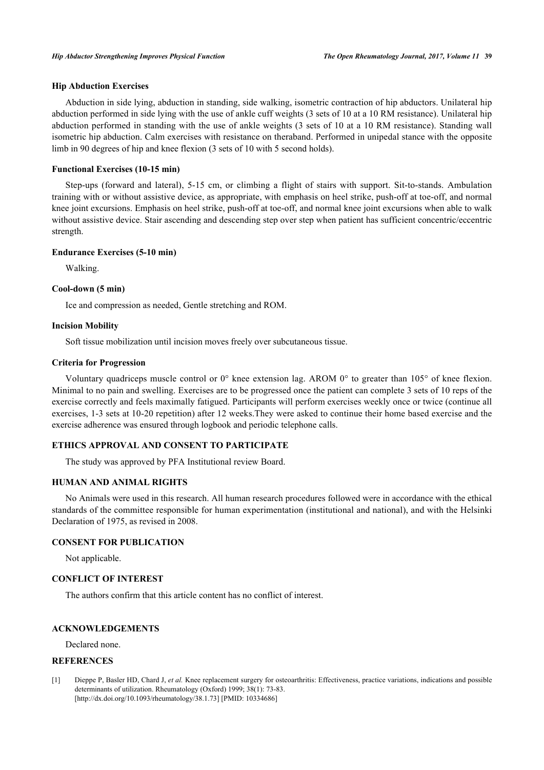### Hip Abduction Exercises

Abduction in side lying, abduction in standing, side walking, isometric contraction of hip abductors. Unilateral hip abduction performed in side lying with the use of ankle cuff weights (3 sets of 10 at a 10 RM resistance). Unilateral hip abduction performed in standing with the use of ankle weights (3 sets of 10 at a 10 RM resistance). Standing wall isometric hip abduction. Calm exercises with resistance on theraband. Performed in unipedal stance with the opposite limb in 90 degrees of hip and knee flexion (3 sets of 10 with 5 second holds).

### Functional Exercises (10-15 min)

Step-ups (forward and lateral), 5-15 cm, or climbing a flight of stairs with support. Sit-to-stands. Ambulation training with or without assistive device, as appropriate, with emphasis on heel strike, push-off at toe-off, and normal knee joint excursions. Emphasis on heel strike, push-off at toe-off, and normal knee joint excursions when able to walk without assistive device. Stair ascending and descending step over step when patient has sufficient concentric/eccentric strength.

### Endurance Exercises (5-10 min)

Walking.

### Cool-down (5 min)

Ice and compression as needed, Gentle stretching and ROM.

### Incision Mobility

Soft tissue mobilization until incision moves freely over subcutaneous tissue.

### Criteria for Progression

Voluntary quadriceps muscle control or 0° knee extension lag. AROM 0° to greater than 105° of knee flexion. Minimal to no pain and swelling. Exercises are to be progressed once the patient can complete 3 sets of 10 reps of the exercise correctly and feels maximally fatigued. Participants will perform exercises weekly once or twice (continue all exercises, 1-3 sets at 10-20 repetition) after 12 weeks.They were asked to continue their home based exercise and the exercise adherence was ensured through logbook and periodic telephone calls.

## ETHICS APPROVAL AND CONSENT TO PARTICIPATE

The study was approved by PFA Institutional review Board.

## HUMAN AND ANIMAL RIGHTS

No Animals were used in this research. All human research procedures followed were in accordance with the ethical standards of the committee responsible for human experimentation (institutional and national), and with the Helsinki Declaration of 1975, as revised in 2008.

## CONSENT FOR PUBLICATION

Not applicable.

## CONFLICT OF INTEREST

The authors confirm that this article content has no conflict of interest.

## ACKNOWLEDGEMENTS

Declared none.

## REFERENCES

[1] Dieppe P, Basler HD, Chard J, *et al.* Knee replacement surgery for osteoarthritis: Effectiveness, practice variations, indications and possible determinants of utilization. Rheumatology (Oxford) 1999; 38(1): 73-83. [http://dx.doi.org/10.1093/rheumatology/38.1.73] [PMID: 10334686]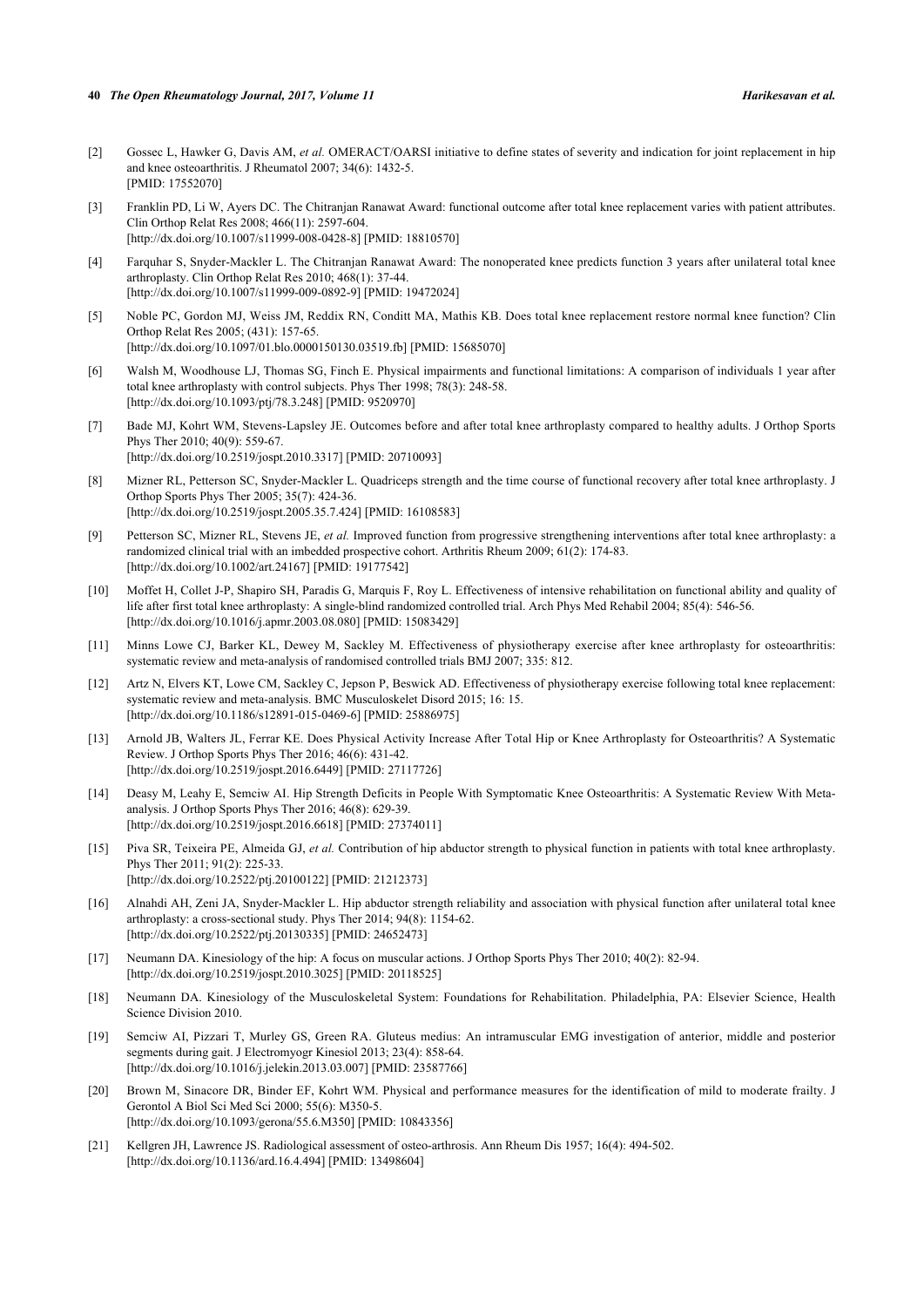[2] Gossec L, Hawker G, Davis AM, *et al.* OMERACT/OARSI initiative to define states of severity and indication for joint replacement in hip and knee osteoarthritis. J Rheumatol 2007; 34(6): 1432-5. [PMID: 17552070]

[3] Franklin PD, Li W, Ayers DC. The Chitranjan Ranawat Award: functional outcome after total knee replacement varies with patient attributes. Clin Orthop Relat Res 2008; 466(11): 2597-604. [http://dx.doi.org/10.1007/s11999-008-0428-8] [PMID: 18810570]

[4] Farquhar S, Snyder-Mackler L. The Chitranjan Ranawat Award: The nonoperated knee predicts function 3 years after unilateral total knee arthroplasty. Clin Orthop Relat Res 2010; 468(1): 37-44. [http://dx.doi.org/10.1007/s11999-009-0892-9] [PMID: 19472024]

[5] Noble PC, Gordon MJ, Weiss JM, Reddix RN, Conditt MA, Mathis KB. Does total knee replacement restore normal knee function? Clin Orthop Relat Res 2005; (431): 157-65. [http://dx.doi.org/10.1097/01.blo.0000150130.03519.fb] [PMID: 15685070]

[6] Walsh M, Woodhouse LJ, Thomas SG, Finch E. Physical impairments and functional limitations: A comparison of individuals 1 year after total knee arthroplasty with control subjects. Phys Ther 1998; 78(3): 248-58. [http://dx.doi.org/10.1093/ptj/78.3.248] [PMID: 9520970]

[7] Bade MJ, Kohrt WM, Stevens-Lapsley JE. Outcomes before and after total knee arthroplasty compared to healthy adults. J Orthop Sports Phys Ther 2010; 40(9): 559-67. [http://dx.doi.org/10.2519/jospt.2010.3317] [PMID: 20710093]

[8] Mizner RL, Petterson SC, Snyder-Mackler L. Quadriceps strength and the time course of functional recovery after total knee arthroplasty. J Orthop Sports Phys Ther 2005; 35(7): 424-36. [http://dx.doi.org/10.2519/jospt.2005.35.7.424] [PMID: 16108583]

[9] Petterson SC, Mizner RL, Stevens JE, *et al.* Improved function from progressive strengthening interventions after total knee arthroplasty: a randomized clinical trial with an imbedded prospective cohort. Arthritis Rheum 2009; 61(2): 174-83. [http://dx.doi.org/10.1002/art.24167] [PMID: 19177542]

[10] Moffet H, Collet J-P, Shapiro SH, Paradis G, Marquis F, Roy L. Effectiveness of intensive rehabilitation on functional ability and quality of life after first total knee arthroplasty: A single-blind randomized controlled trial. Arch Phys Med Rehabil 2004; 85(4): 546-56. [http://dx.doi.org/10.1016/j.apmr.2003.08.080] [PMID: 15083429]

[11] Minns Lowe CJ, Barker KL, Dewey M, Sackley M. Effectiveness of physiotherapy exercise after knee arthroplasty for osteoarthritis: systematic review and meta-analysis of randomised controlled trials BMJ 2007; 335: 812.

[12] Artz N, Elvers KT, Lowe CM, Sackley C, Jepson P, Beswick AD. Effectiveness of physiotherapy exercise following total knee replacement: systematic review and meta-analysis. BMC Musculoskelet Disord 2015; 16: 15. [http://dx.doi.org/10.1186/s12891-015-0469-6] [PMID: 25886975]

[13] Arnold JB, Walters JL, Ferrar KE. Does Physical Activity Increase After Total Hip or Knee Arthroplasty for Osteoarthritis? A Systematic Review. J Orthop Sports Phys Ther 2016; 46(6): 431-42. [http://dx.doi.org/10.2519/jospt.2016.6449] [PMID: 27117726]

[14] Deasy M, Leahy E, Semciw AI. Hip Strength Deficits in People With Symptomatic Knee Osteoarthritis: A Systematic Review With Meta-analysis. J Orthop Sports Phys Ther 2016; 46(8): 629-39. [http://dx.doi.org/10.2519/jospt.2016.6618] [PMID: 27374011]

[15] Piva SR, Teixeira PE, Almeida GJ, *et al.* Contribution of hip abductor strength to physical function in patients with total knee arthroplasty. Phys Ther 2011; 91(2): 225-33. [http://dx.doi.org/10.2522/ptj.20100122] [PMID: 21212373]

[16] Alnahdi AH, Zeni JA, Snyder-Mackler L. Hip abductor strength reliability and association with physical function after unilateral total knee arthroplasty: a cross-sectional study. Phys Ther 2014; 94(8): 1154-62. [http://dx.doi.org/10.2522/ptj.20130335] [PMID: 24652473]

[17] Neumann DA. Kinesiology of the hip: A focus on muscular actions. J Orthop Sports Phys Ther 2010; 40(2): 82-94. [http://dx.doi.org/10.2519/jospt.2010.3025] [PMID: 20118525]

[18] Neumann DA. Kinesiology of the Musculoskeletal System: Foundations for Rehabilitation. Philadelphia, PA: Elsevier Science, Health Science Division 2010.

[19] Semciw AI, Pizzari T, Murley GS, Green RA. Gluteus medius: An intramuscular EMG investigation of anterior, middle and posterior segments during gait. J Electromyogr Kinesiol 2013; 23(4): 858-64. [http://dx.doi.org/10.1016/j.jelekin.2013.03.007] [PMID: 23587766]

[20] Brown M, Sinacore DR, Binder EF, Kohrt WM. Physical and performance measures for the identification of mild to moderate frailty. J Gerontol A Biol Sci Med Sci 2000; 55(6): M350-5. [http://dx.doi.org/10.1093/gerona/55.6.M350] [PMID: 10843356]

[21] Kellgren JH, Lawrence JS. Radiological assessment of osteo-arthrosis. Ann Rheum Dis 1957; 16(4): 494-502. [http://dx.doi.org/10.1136/ard.16.4.494] [PMID: 13498604]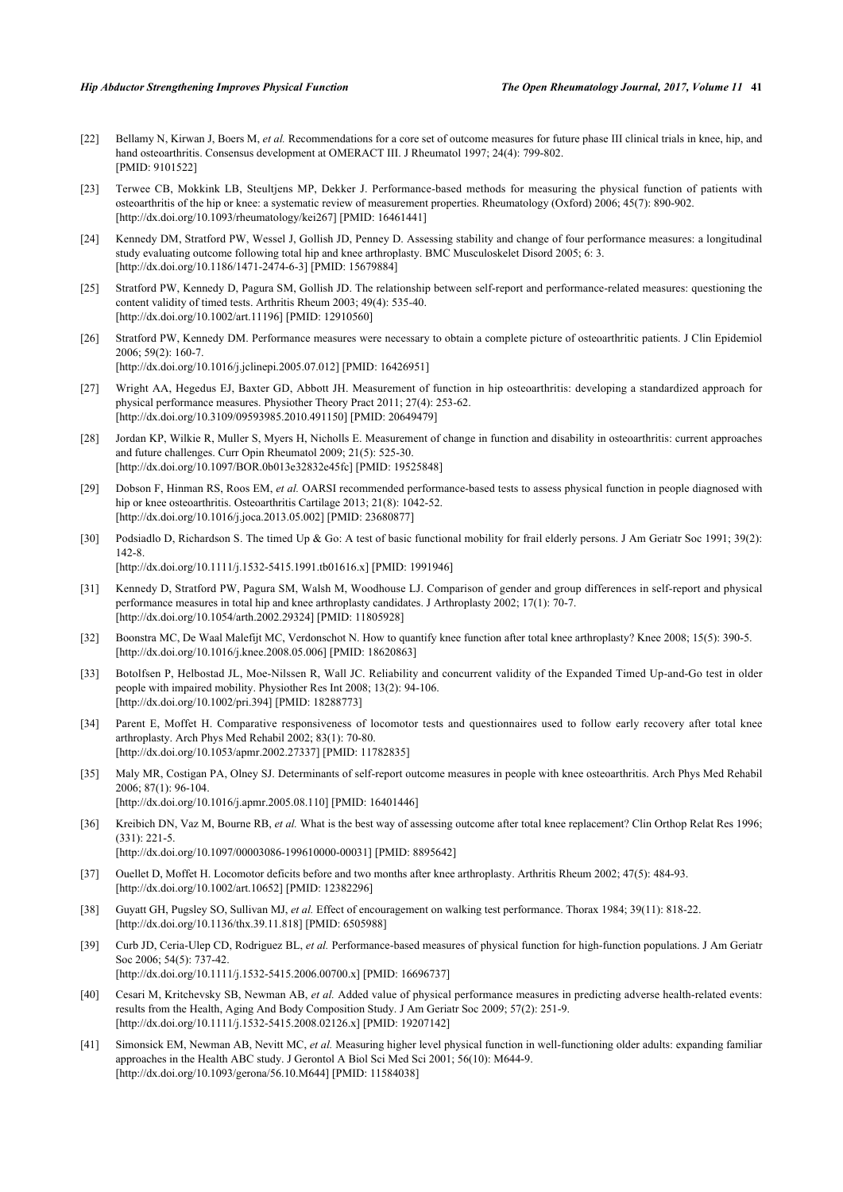[22] Bellamy N, Kirwan J, Boers M, *et al.* Recommendations for a core set of outcome measures for future phase III clinical trials in knee, hip, and hand osteoarthritis. Consensus development at OMERACT III. J Rheumatol 1997; 24(4): 799-802. [PMID: 9101522]

[23] Terwee CB, Mokkink LB, Steultjens MP, Dekker J. Performance-based methods for measuring the physical function of patients with osteoarthritis of the hip or knee: a systematic review of measurement properties. Rheumatology (Oxford) 2006; 45(7): 890-902. [http://dx.doi.org/10.1093/rheumatology/kei267] [PMID: 16461441]

[24] Kennedy DM, Stratford PW, Wessel J, Gollish JD, Penney D. Assessing stability and change of four performance measures: a longitudinal study evaluating outcome following total hip and knee arthroplasty. BMC Musculoskelet Disord 2005; 6: 3. [http://dx.doi.org/10.1186/1471-2474-6-3] [PMID: 15679884]

[25] Stratford PW, Kennedy D, Pagura SM, Gollish JD. The relationship between self-report and performance-related measures: questioning the content validity of timed tests. Arthritis Rheum 2003; 49(4): 535-40. [http://dx.doi.org/10.1002/art.11196] [PMID: 12910560]

[26] Stratford PW, Kennedy DM. Performance measures were necessary to obtain a complete picture of osteoarthritic patients. J Clin Epidemiol 2006; 59(2): 160-7. [http://dx.doi.org/10.1016/j.jclinepi.2005.07.012] [PMID: 16426951]

[27] Wright AA, Hegedus EJ, Baxter GD, Abbott JH. Measurement of function in hip osteoarthritis: developing a standardized approach for physical performance measures. Physiother Theory Pract 2011; 27(4): 253-62. [http://dx.doi.org/10.3109/09593985.2010.491150] [PMID: 20649479]

[28] Jordan KP, Wilkie R, Muller S, Myers H, Nicholls E. Measurement of change in function and disability in osteoarthritis: current approaches and future challenges. Curr Opin Rheumatol 2009; 21(5): 525-30. [http://dx.doi.org/10.1097/BOR.0b013e32832e45fc] [PMID: 19525848]

[29] Dobson F, Hinman RS, Roos EM, *et al.* OARSI recommended performance-based tests to assess physical function in people diagnosed with hip or knee osteoarthritis. Osteoarthritis Cartilage 2013; 21(8): 1042-52. [http://dx.doi.org/10.1016/j.joca.2013.05.002] [PMID: 23680877]

[30] Podsiadlo D, Richardson S. The timed Up & Go: A test of basic functional mobility for frail elderly persons. J Am Geriatr Soc 1991; 39(2): 142-8. [http://dx.doi.org/10.1111/j.1532-5415.1991.tb01616.x] [PMID: 1991946]

[31] Kennedy D, Stratford PW, Pagura SM, Walsh M, Woodhouse LJ. Comparison of gender and group differences in self-report and physical performance measures in total hip and knee arthroplasty candidates. J Arthroplasty 2002; 17(1): 70-7. [http://dx.doi.org/10.1054/arth.2002.29324] [PMID: 11805928]

[32] Boonstra MC, De Waal Malefijt MC, Verdonschot N. How to quantify knee function after total knee arthroplasty? Knee 2008; 15(5): 390-5. [http://dx.doi.org/10.1016/j.knee.2008.05.006] [PMID: 18620863]

[33] Botolfsen P, Helbostad JL, Moe-Nilssen R, Wall JC. Reliability and concurrent validity of the Expanded Timed Up-and-Go test in older people with impaired mobility. Physiother Res Int 2008; 13(2): 94-106. [http://dx.doi.org/10.1002/pri.394] [PMID: 18288773]

[34] Parent E, Moffet H. Comparative responsiveness of locomotor tests and questionnaires used to follow early recovery after total knee arthroplasty. Arch Phys Med Rehabil 2002; 83(1): 70-80. [http://dx.doi.org/10.1053/apmr.2002.27337] [PMID: 11782835]

[35] Maly MR, Costigan PA, Olney SJ. Determinants of self-report outcome measures in people with knee osteoarthritis. Arch Phys Med Rehabil 2006; 87(1): 96-104. [http://dx.doi.org/10.1016/j.apmr.2005.08.110] [PMID: 16401446]

[36] Kreibich DN, Vaz M, Bourne RB, *et al.* What is the best way of assessing outcome after total knee replacement? Clin Orthop Relat Res 1996; (331): 221-5. [http://dx.doi.org/10.1097/00003086-199610000-00031] [PMID: 8895642]

[37] Ouellet D, Moffet H. Locomotor deficits before and two months after knee arthroplasty. Arthritis Rheum 2002; 47(5): 484-93. [http://dx.doi.org/10.1002/art.10652] [PMID: 12382296]

[38] Guyatt GH, Pugsley SO, Sullivan MJ, *et al.* Effect of encouragement on walking test performance. Thorax 1984; 39(11): 818-22. [http://dx.doi.org/10.1136/thx.39.11.818] [PMID: 6505988]

[39] Curb JD, Ceria-Ulep CD, Rodriguez BL, *et al.* Performance-based measures of physical function for high-function populations. J Am Geriatr Soc 2006; 54(5): 737-42. [http://dx.doi.org/10.1111/j.1532-5415.2006.00700.x] [PMID: 16696737]

[40] Cesari M, Kritchevsky SB, Newman AB, *et al.* Added value of physical performance measures in predicting adverse health-related events: results from the Health, Aging And Body Composition Study. J Am Geriatr Soc 2009; 57(2): 251-9. [http://dx.doi.org/10.1111/j.1532-5415.2008.02126.x] [PMID: 19207142]

[41] Simonsick EM, Newman AB, Nevitt MC, *et al.* Measuring higher level physical function in well-functioning older adults: expanding familiar approaches in the Health ABC study. J Gerontol A Biol Sci Med Sci 2001; 56(10): M644-9. [http://dx.doi.org/10.1093/gerona/56.10.M644] [PMID: 11584038]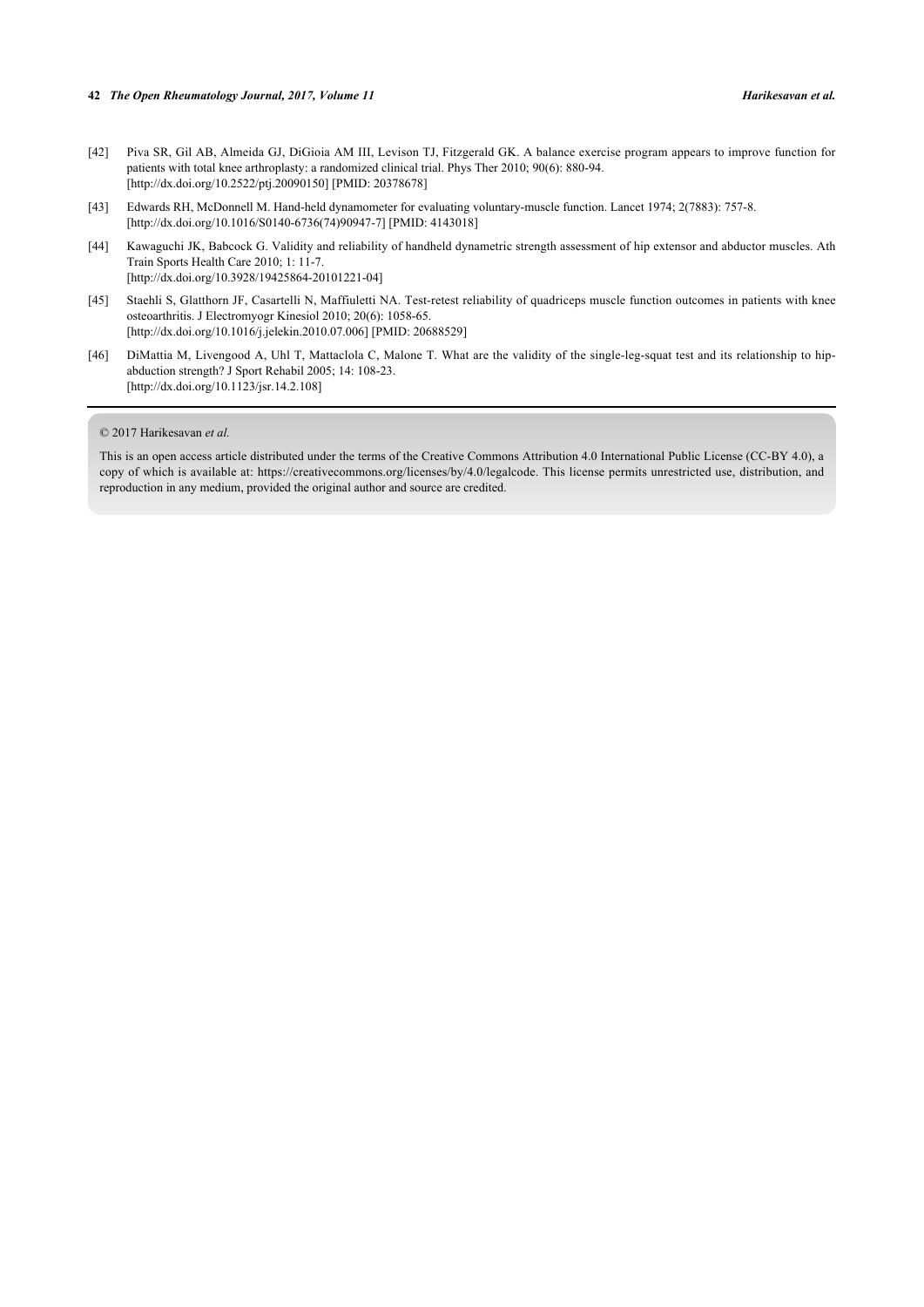[42] Piva SR, Gil AB, Almeida GJ, DiGioia AM III, Levison TJ, Fitzgerald GK. A balance exercise program appears to improve function for patients with total knee arthroplasty: a randomized clinical trial. Phys Ther 2010; 90(6): 880-94. [http://dx.doi.org/10.2522/ptj.20090150] [PMID: 20378678]

[43] Edwards RH, McDonnell M. Hand-held dynamometer for evaluating voluntary-muscle function. Lancet 1974; 2(7883): 757-8. [http://dx.doi.org/10.1016/S0140-6736(74)90947-7] [PMID: 4143018]

[44] Kawaguchi JK, Babcock G. Validity and reliability of handheld dynametric strength assessment of hip extensor and abductor muscles. Ath Train Sports Health Care 2010; 1: 11-7. [http://dx.doi.org/10.3928/19425864-20101221-04]

[45] Staehli S, Glatthorn JF, Casartelli N, Maffiuletti NA. Test-retest reliability of quadriceps muscle function outcomes in patients with knee osteoarthritis. J Electromyogr Kinesiol 2010; 20(6): 1058-65. [http://dx.doi.org/10.1016/j.jelekin.2010.07.006] [PMID: 20688529]

[46] DiMattia M, Livengood A, Uhl T, Mattaclola C, Malone T. What are the validity of the single-leg-squat test and its relationship to hip-abduction strength? J Sport Rehabil 2005; 14: 108-23. [http://dx.doi.org/10.1123/jsr.14.2.108]

© 2017 Harikesavan *et al.*

This is an open access article distributed under the terms of the Creative Commons Attribution 4.0 International Public License (CC-BY 4.0), a copy of which is available at: https://creativecommons.org/licenses/by/4.0/legalcode. This license permits unrestricted use, distribution, and reproduction in any medium, provided the original author and source are credited.